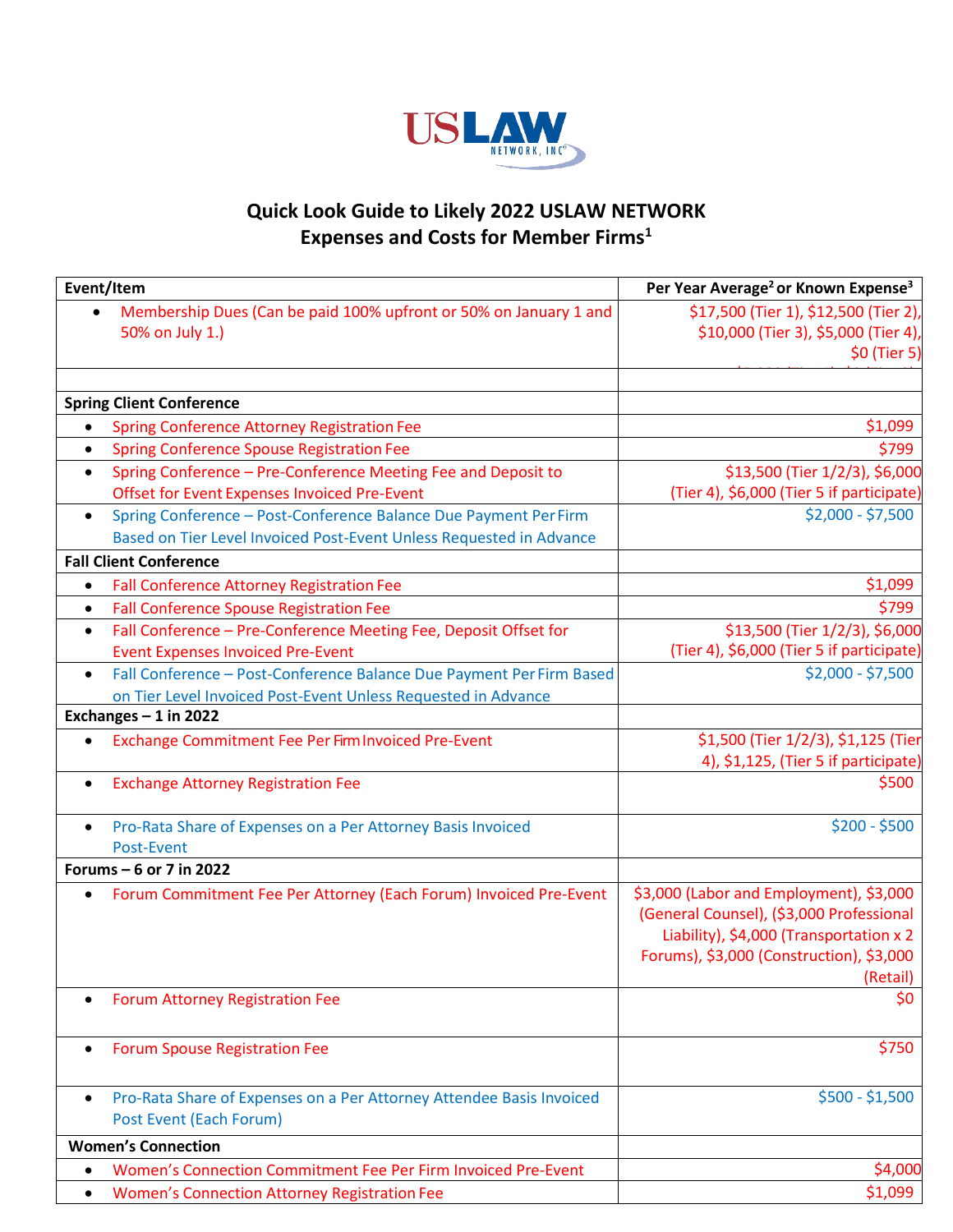USLAW NETWORK, INC

# Quick Look Guide to Likely 2022 USLAW NETWORK Expenses and Costs for Member Firms[1]

| Event/Item | Per Year Average[2] or Known Expense[3] |
|---|---|
| • Membership Dues (Can be paid 100% upfront or 50% on January 1 and 50% on July 1.) | $17,500 (Tier 1), $12,500 (Tier 2), $10,000 (Tier 3), $5,000 (Tier 4), $0 (Tier 5) |
| | |
| **Spring Client Conference** | |
| • Spring Conference Attorney Registration Fee | $1,099 |
| • Spring Conference Spouse Registration Fee | $799 |
| • Spring Conference – Pre-Conference Meeting Fee and Deposit to Offset for Event Expenses Invoiced Pre-Event | $13,500 (Tier 1/2/3), $6,000 (Tier 4), $6,000 (Tier 5 if participate) |
| • Spring Conference – Post-Conference Balance Due Payment Per Firm Based on Tier Level Invoiced Post-Event Unless Requested in Advance | $2,000 - $7,500 |
| **Fall Client Conference** | |
| • Fall Conference Attorney Registration Fee | $1,099 |
| • Fall Conference Spouse Registration Fee | $799 |
| • Fall Conference – Pre-Conference Meeting Fee, Deposit Offset for Event Expenses Invoiced Pre-Event | $13,500 (Tier 1/2/3), $6,000 (Tier 4), $6,000 (Tier 5 if participate) |
| • Fall Conference – Post-Conference Balance Due Payment Per Firm Based on Tier Level Invoiced Post-Event Unless Requested in Advance | $2,000 - $7,500 |
| **Exchanges – 1 in 2022** | |
| • Exchange Commitment Fee Per Firm Invoiced Pre-Event | $1,500 (Tier 1/2/3), $1,125 (Tier 4), $1,125, (Tier 5 if participate) |
| • Exchange Attorney Registration Fee | $500 |
| • Pro-Rata Share of Expenses on a Per Attorney Basis Invoiced Post-Event | $200 - $500 |
| **Forums – 6 or 7 in 2022** | |
| • Forum Commitment Fee Per Attorney (Each Forum) Invoiced Pre-Event | $3,000 (Labor and Employment), $3,000 (General Counsel), ($3,000 Professional Liability), $4,000 (Transportation x 2 Forums), $3,000 (Construction), $3,000 (Retail) |
| • Forum Attorney Registration Fee | $0 |
| • Forum Spouse Registration Fee | $750 |
| • Pro-Rata Share of Expenses on a Per Attorney Attendee Basis Invoiced Post Event (Each Forum) | $500 - $1,500 |
| **Women's Connection** | |
| • Women's Connection Commitment Fee Per Firm Invoiced Pre-Event | $4,000 |
| • Women's Connection Attorney Registration Fee | $1,099 |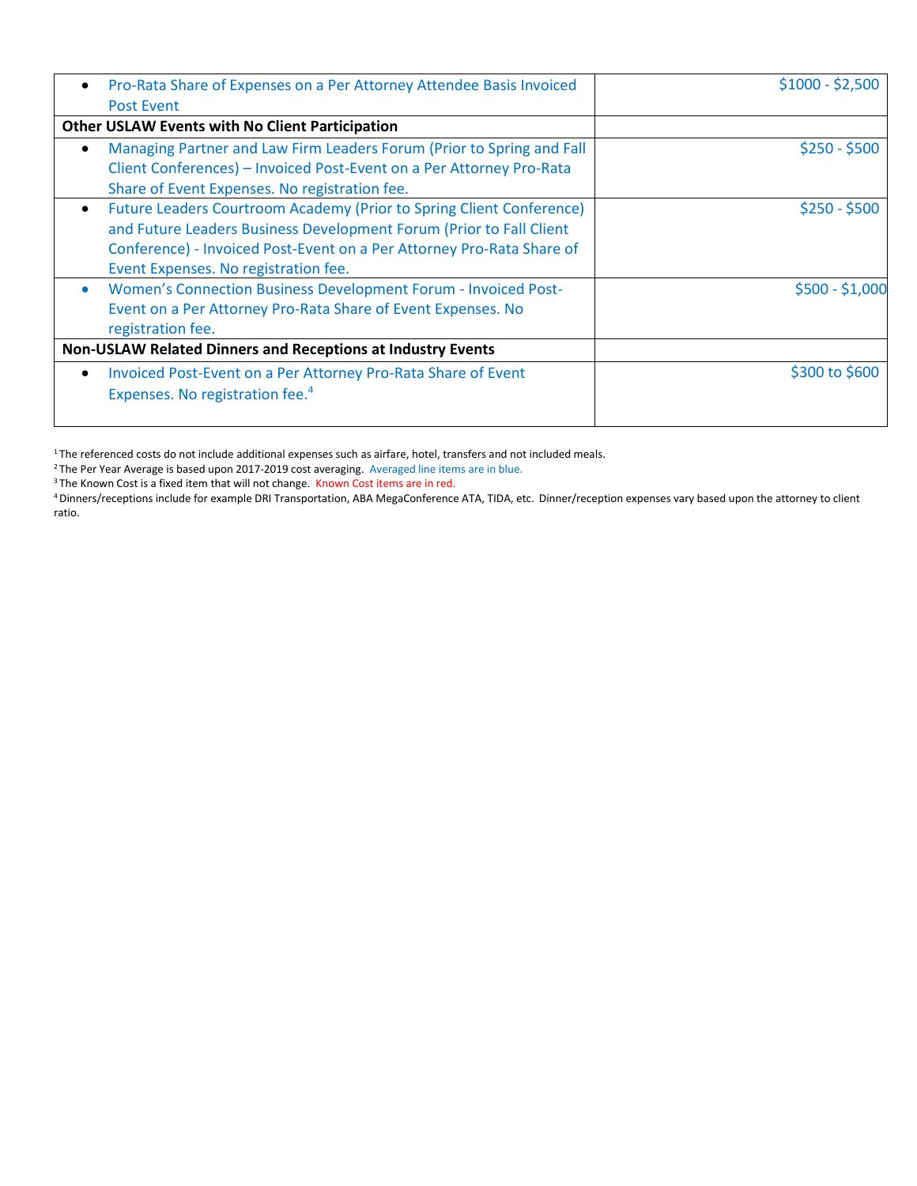| | |
|---|---|
| • Pro-Rata Share of Expenses on a Per Attorney Attendee Basis Invoiced Post Event | $1000 - $2,500 |
| **Other USLAW Events with No Client Participation** | |
| • Managing Partner and Law Firm Leaders Forum (Prior to Spring and Fall Client Conferences) – Invoiced Post-Event on a Per Attorney Pro-Rata Share of Event Expenses. No registration fee. | $250 - $500 |
| • Future Leaders Courtroom Academy (Prior to Spring Client Conference) and Future Leaders Business Development Forum (Prior to Fall Client Conference) - Invoiced Post-Event on a Per Attorney Pro-Rata Share of Event Expenses. No registration fee. | $250 - $500 |
| • Women's Connection Business Development Forum - Invoiced Post-Event on a Per Attorney Pro-Rata Share of Event Expenses. No registration fee. | $500 - $1,000 |
| **Non-USLAW Related Dinners and Receptions at Industry Events** | |
| • Invoiced Post-Event on a Per Attorney Pro-Rata Share of Event Expenses. No registration fee.[4] | $300 to $600 |

[1] The referenced costs do not include additional expenses such as airfare, hotel, transfers and not included meals.

[2] The Per Year Average is based upon 2017-2019 cost averaging. Averaged line items are in blue.

[3] The Known Cost is a fixed item that will not change. Known Cost items are in red.

[4] Dinners/receptions include for example DRI Transportation, ABA MegaConference ATA, TIDA, etc. Dinner/reception expenses vary based upon the attorney to client ratio.